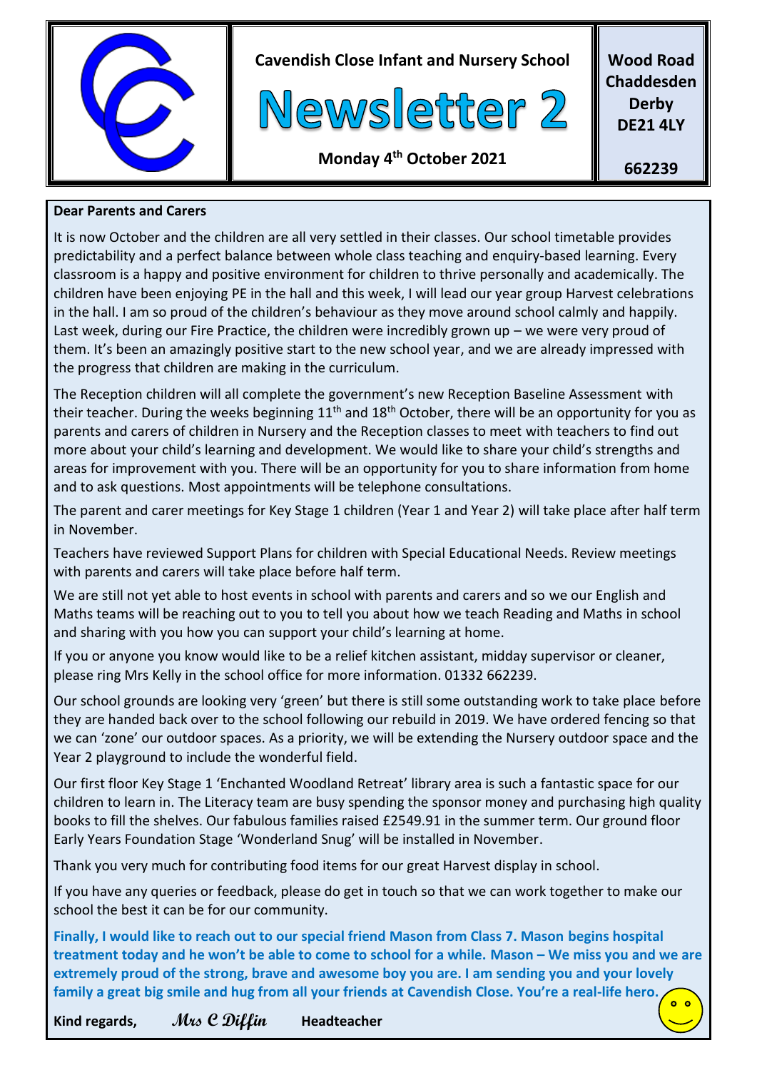Cavendish Close Infant and Nursery School

# Newsletter 2

**Monday 4th October 2021**

**Wood Road Chaddesden Derby DE21 4LY**

**662239**

**Dear Parents and Carers**

It is now October and the children are all very settled in their classes. Our school timetable provides predictability and a perfect balance between whole class teaching and enquiry-based learning. Every classroom is a happy and positive environment for children to thrive personally and academically. The children have been enjoying PE in the hall and this week, I will lead our year group Harvest celebrations in the hall. I am so proud of the children's behaviour as they move around school calmly and happily. Last week, during our Fire Practice, the children were incredibly grown up – we were very proud of them. It's been an amazingly positive start to the new school year, and we are already impressed with the progress that children are making in the curriculum.

The Reception children will all complete the government's new Reception Baseline Assessment with their teacher. During the weeks beginning 11th and 18th October, there will be an opportunity for you as parents and carers of children in Nursery and the Reception classes to meet with teachers to find out more about your child's learning and development. We would like to share your child's strengths and areas for improvement with you. There will be an opportunity for you to share information from home and to ask questions. Most appointments will be telephone consultations.

The parent and carer meetings for Key Stage 1 children (Year 1 and Year 2) will take place after half term in November.

Teachers have reviewed Support Plans for children with Special Educational Needs. Review meetings with parents and carers will take place before half term.

We are still not yet able to host events in school with parents and carers and so we our English and Maths teams will be reaching out to you to tell you about how we teach Reading and Maths in school and sharing with you how you can support your child's learning at home.

If you or anyone you know would like to be a relief kitchen assistant, midday supervisor or cleaner, please ring Mrs Kelly in the school office for more information. 01332 662239.

Our school grounds are looking very 'green' but there is still some outstanding work to take place before they are handed back over to the school following our rebuild in 2019. We have ordered fencing so that we can 'zone' our outdoor spaces. As a priority, we will be extending the Nursery outdoor space and the Year 2 playground to include the wonderful field.

Our first floor Key Stage 1 'Enchanted Woodland Retreat' library area is such a fantastic space for our children to learn in. The Literacy team are busy spending the sponsor money and purchasing high quality books to fill the shelves. Our fabulous families raised £2549.91 in the summer term. Our ground floor Early Years Foundation Stage 'Wonderland Snug' will be installed in November.

Thank you very much for contributing food items for our great Harvest display in school.

If you have any queries or feedback, please do get in touch so that we can work together to make our school the best it can be for our community.

**Finally, I would like to reach out to our special friend Mason from Class 7. Mason begins hospital treatment today and he won't be able to come to school for a while. Mason – We miss you and we are extremely proud of the strong, brave and awesome boy you are. I am sending you and your lovely family a great big smile and hug from all your friends at Cavendish Close. You're a real-life hero.**

**Kind regards,** *Mrs C Diffin* **Headteacher**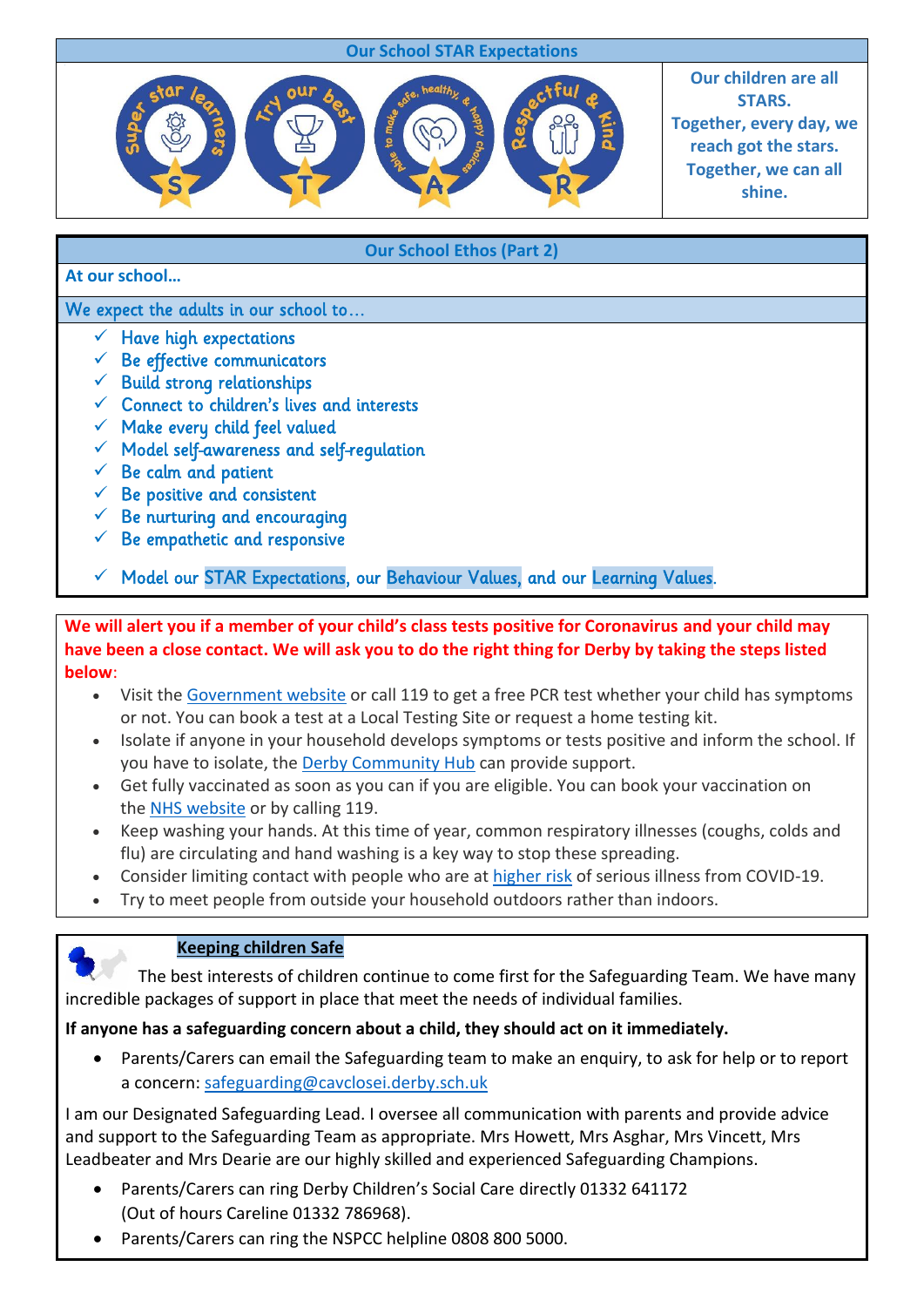## Our School STAR Expectations

Super star learners — S

Try our best — T

Able to make safe, healthy, & happy choices — A

Respectful & kind — R

**Our children are all STARS. Together, every day, we reach got the stars. Together, we can all shine.**

## Our School Ethos (Part 2)

**At our school…**

We expect the adults in our school to…

- ✓ Have high expectations
- ✓ Be effective communicators
- ✓ Build strong relationships
- ✓ Connect to children's lives and interests
- ✓ Make every child feel valued
- ✓ Model self-awareness and self-regulation
- ✓ Be calm and patient
- ✓ Be positive and consistent
- ✓ Be nurturing and encouraging
- ✓ Be empathetic and responsive
- ✓ Model our STAR Expectations, our Behaviour Values, and our Learning Values.

**We will alert you if a member of your child's class tests positive for Coronavirus and your child may have been a close contact. We will ask you to do the right thing for Derby by taking the steps listed below**:

- Visit the Government website or call 119 to get a free PCR test whether your child has symptoms or not. You can book a test at a Local Testing Site or request a home testing kit.
- Isolate if anyone in your household develops symptoms or tests positive and inform the school. If you have to isolate, the Derby Community Hub can provide support.
- Get fully vaccinated as soon as you can if you are eligible. You can book your vaccination on the NHS website or by calling 119.
- Keep washing your hands. At this time of year, common respiratory illnesses (coughs, colds and flu) are circulating and hand washing is a key way to stop these spreading.
- Consider limiting contact with people who are at higher risk of serious illness from COVID-19.
- Try to meet people from outside your household outdoors rather than indoors.

## Keeping children Safe

The best interests of children continue to come first for the Safeguarding Team. We have many incredible packages of support in place that meet the needs of individual families.

**If anyone has a safeguarding concern about a child, they should act on it immediately.**

- Parents/Carers can email the Safeguarding team to make an enquiry, to ask for help or to report a concern: safeguarding@cavclosei.derby.sch.uk

I am our Designated Safeguarding Lead. I oversee all communication with parents and provide advice and support to the Safeguarding Team as appropriate. Mrs Howett, Mrs Asghar, Mrs Vincett, Mrs Leadbeater and Mrs Dearie are our highly skilled and experienced Safeguarding Champions.

- Parents/Carers can ring Derby Children's Social Care directly 01332 641172 (Out of hours Careline 01332 786968).
- Parents/Carers can ring the NSPCC helpline 0808 800 5000.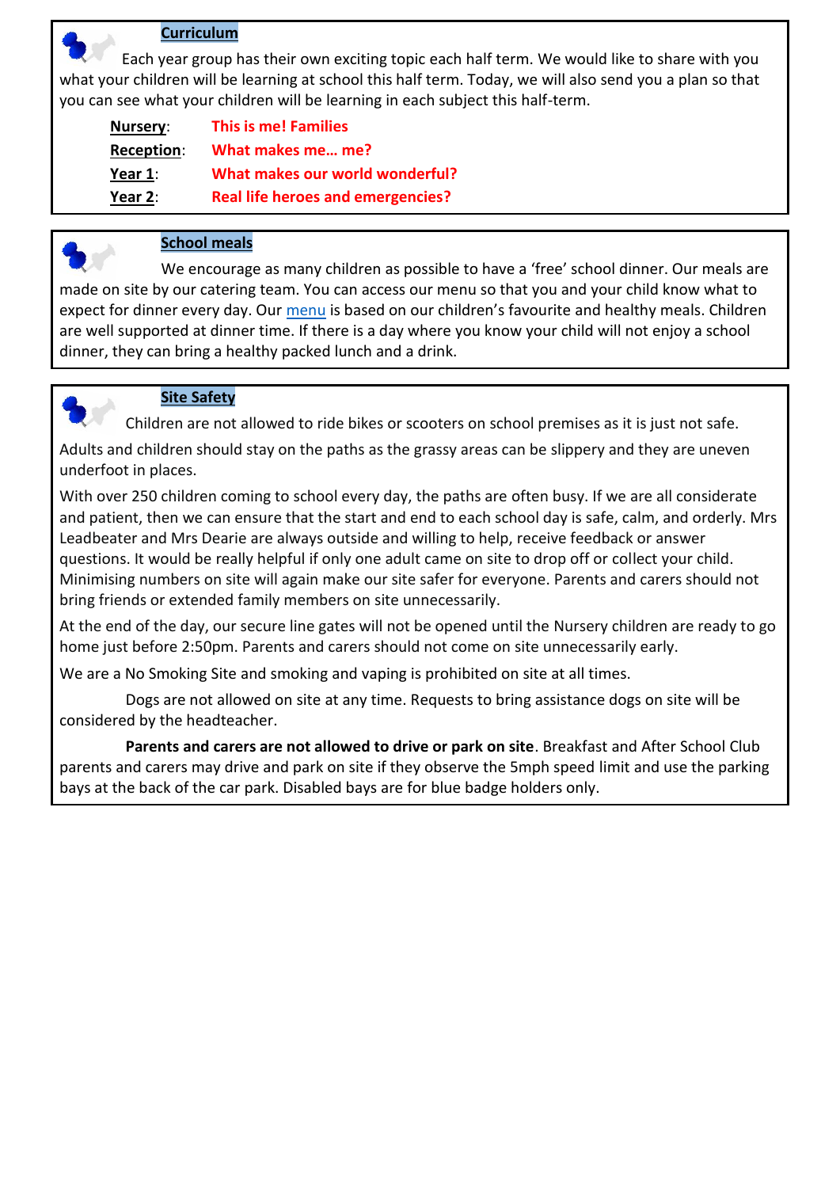## Curriculum

Each year group has their own exciting topic each half term. We would like to share with you what your children will be learning at school this half term. Today, we will also send you a plan so that you can see what your children will be learning in each subject this half-term.

**Nursery**: **This is me! Families**
**Reception**: **What makes me… me?**
**Year 1**: **What makes our world wonderful?**
**Year 2**: **Real life heroes and emergencies?**

## School meals

We encourage as many children as possible to have a 'free' school dinner. Our meals are made on site by our catering team. You can access our menu so that you and your child know what to expect for dinner every day. Our menu is based on our children's favourite and healthy meals. Children are well supported at dinner time. If there is a day where you know your child will not enjoy a school dinner, they can bring a healthy packed lunch and a drink.

## Site Safety

Children are not allowed to ride bikes or scooters on school premises as it is just not safe.

Adults and children should stay on the paths as the grassy areas can be slippery and they are uneven underfoot in places.

With over 250 children coming to school every day, the paths are often busy. If we are all considerate and patient, then we can ensure that the start and end to each school day is safe, calm, and orderly. Mrs Leadbeater and Mrs Dearie are always outside and willing to help, receive feedback or answer questions. It would be really helpful if only one adult came on site to drop off or collect your child. Minimising numbers on site will again make our site safer for everyone. Parents and carers should not bring friends or extended family members on site unnecessarily.

At the end of the day, our secure line gates will not be opened until the Nursery children are ready to go home just before 2:50pm. Parents and carers should not come on site unnecessarily early.

We are a No Smoking Site and smoking and vaping is prohibited on site at all times.

Dogs are not allowed on site at any time. Requests to bring assistance dogs on site will be considered by the headteacher.

**Parents and carers are not allowed to drive or park on site**. Breakfast and After School Club parents and carers may drive and park on site if they observe the 5mph speed limit and use the parking bays at the back of the car park. Disabled bays are for blue badge holders only.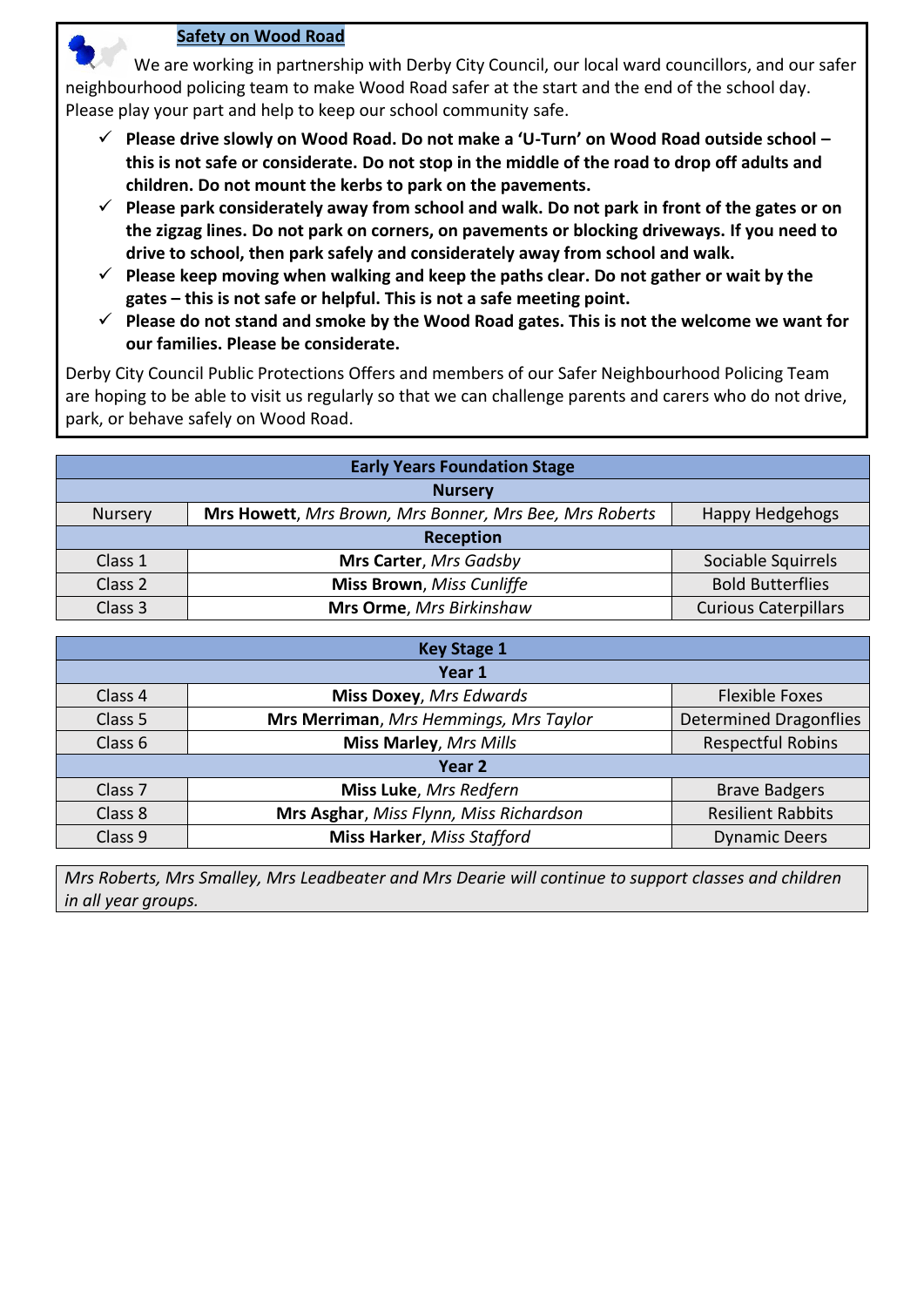## Safety on Wood Road

We are working in partnership with Derby City Council, our local ward councillors, and our safer neighbourhood policing team to make Wood Road safer at the start and the end of the school day. Please play your part and help to keep our school community safe.

- ✓ **Please drive slowly on Wood Road. Do not make a 'U-Turn' on Wood Road outside school – this is not safe or considerate. Do not stop in the middle of the road to drop off adults and children. Do not mount the kerbs to park on the pavements.**
- ✓ **Please park considerately away from school and walk. Do not park in front of the gates or on the zigzag lines. Do not park on corners, on pavements or blocking driveways. If you need to drive to school, then park safely and considerately away from school and walk.**
- ✓ **Please keep moving when walking and keep the paths clear. Do not gather or wait by the gates – this is not safe or helpful. This is not a safe meeting point.**
- ✓ **Please do not stand and smoke by the Wood Road gates. This is not the welcome we want for our families. Please be considerate.**

Derby City Council Public Protections Offers and members of our Safer Neighbourhood Policing Team are hoping to be able to visit us regularly so that we can challenge parents and carers who do not drive, park, or behave safely on Wood Road.

| **Early Years Foundation Stage** | | |
|---|---|---|
| **Nursery** | | |
| Nursery | **Mrs Howett**, *Mrs Brown, Mrs Bonner, Mrs Bee, Mrs Roberts* | Happy Hedgehogs |
| **Reception** | | |
| Class 1 | **Mrs Carter**, *Mrs Gadsby* | Sociable Squirrels |
| Class 2 | **Miss Brown**, *Miss Cunliffe* | Bold Butterflies |
| Class 3 | **Mrs Orme**, *Mrs Birkinshaw* | Curious Caterpillars |

| **Key Stage 1** | | |
|---|---|---|
| **Year 1** | | |
| Class 4 | **Miss Doxey**, *Mrs Edwards* | Flexible Foxes |
| Class 5 | **Mrs Merriman**, *Mrs Hemmings, Mrs Taylor* | Determined Dragonflies |
| Class 6 | **Miss Marley**, *Mrs Mills* | Respectful Robins |
| **Year 2** | | |
| Class 7 | **Miss Luke**, *Mrs Redfern* | Brave Badgers |
| Class 8 | **Mrs Asghar**, *Miss Flynn, Miss Richardson* | Resilient Rabbits |
| Class 9 | **Miss Harker**, *Miss Stafford* | Dynamic Deers |

*Mrs Roberts, Mrs Smalley, Mrs Leadbeater and Mrs Dearie will continue to support classes and children in all year groups.*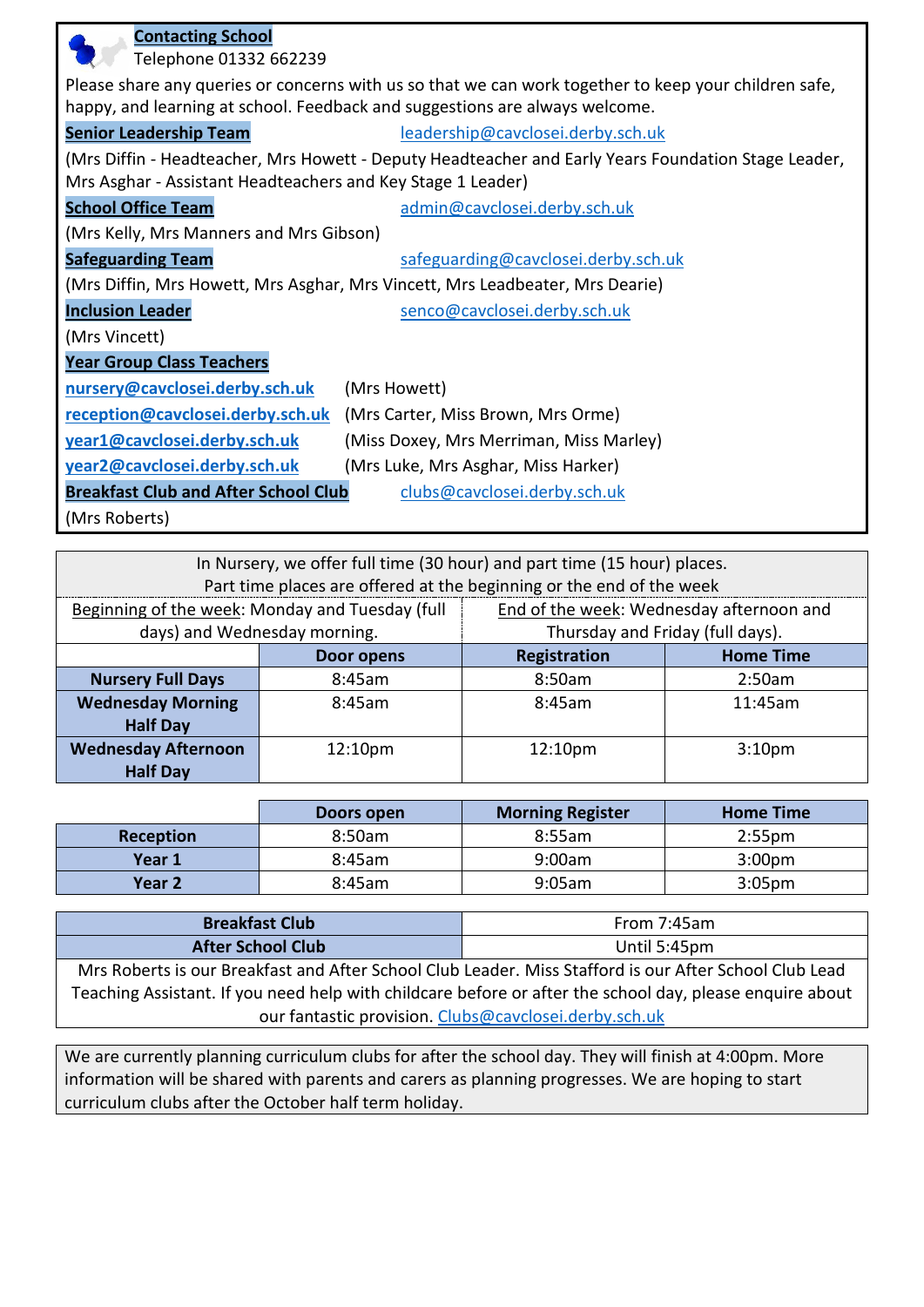**Contacting School**

Telephone 01332 662239

Please share any queries or concerns with us so that we can work together to keep your children safe, happy, and learning at school. Feedback and suggestions are always welcome.

**Senior Leadership Team** leadership@cavclosei.derby.sch.uk

(Mrs Diffin - Headteacher, Mrs Howett - Deputy Headteacher and Early Years Foundation Stage Leader, Mrs Asghar - Assistant Headteachers and Key Stage 1 Leader)

**School Office Team** admin@cavclosei.derby.sch.uk

(Mrs Kelly, Mrs Manners and Mrs Gibson)

**Safeguarding Team** safeguarding@cavclosei.derby.sch.uk

(Mrs Diffin, Mrs Howett, Mrs Asghar, Mrs Vincett, Mrs Leadbeater, Mrs Dearie)

**Inclusion Leader** senco@cavclosei.derby.sch.uk

(Mrs Vincett)

**Year Group Class Teachers**

**nursery@cavclosei.derby.sch.uk** (Mrs Howett)

**reception@cavclosei.derby.sch.uk** (Mrs Carter, Miss Brown, Mrs Orme)

**year1@cavclosei.derby.sch.uk** (Miss Doxey, Mrs Merriman, Miss Marley)

**year2@cavclosei.derby.sch.uk** (Mrs Luke, Mrs Asghar, Miss Harker)

**Breakfast Club and After School Club** clubs@cavclosei.derby.sch.uk

(Mrs Roberts)

In Nursery, we offer full time (30 hour) and part time (15 hour) places.
Part time places are offered at the beginning or the end of the week

Beginning of the week: Monday and Tuesday (full days) and Wednesday morning.

End of the week: Wednesday afternoon and Thursday and Friday (full days).

| | Door opens | Registration | Home Time |
|---|---|---|---|
| **Nursery Full Days** | 8:45am | 8:50am | 2:50am |
| **Wednesday Morning Half Day** | 8:45am | 8:45am | 11:45am |
| **Wednesday Afternoon Half Day** | 12:10pm | 12:10pm | 3:10pm |

| | Doors open | Morning Register | Home Time |
|---|---|---|---|
| **Reception** | 8:50am | 8:55am | 2:55pm |
| **Year 1** | 8:45am | 9:00am | 3:00pm |
| **Year 2** | 8:45am | 9:05am | 3:05pm |

| **Breakfast Club** | From 7:45am |
|---|---|
| **After School Club** | Until 5:45pm |

Mrs Roberts is our Breakfast and After School Club Leader. Miss Stafford is our After School Club Lead Teaching Assistant. If you need help with childcare before or after the school day, please enquire about our fantastic provision. Clubs@cavclosei.derby.sch.uk

We are currently planning curriculum clubs for after the school day. They will finish at 4:00pm. More information will be shared with parents and carers as planning progresses. We are hoping to start curriculum clubs after the October half term holiday.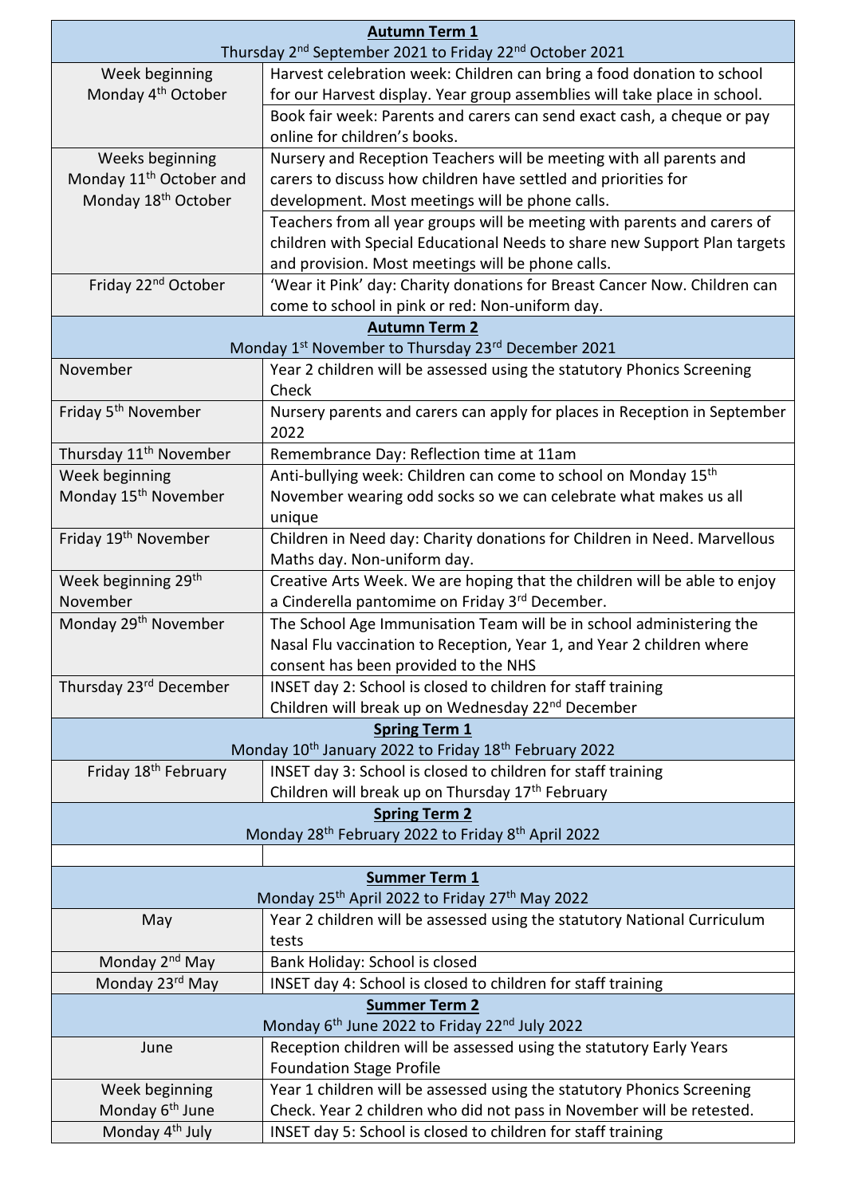| **Autumn Term 1**<br>Thursday 2nd September 2021 to Friday 22nd October 2021 | |
|---|---|
| Week beginning Monday 4th October | Harvest celebration week: Children can bring a food donation to school for our Harvest display. Year group assemblies will take place in school. |
| | Book fair week: Parents and carers can send exact cash, a cheque or pay online for children's books. |
| Weeks beginning Monday 11th October and Monday 18th October | Nursery and Reception Teachers will be meeting with all parents and carers to discuss how children have settled and priorities for development. Most meetings will be phone calls. |
| | Teachers from all year groups will be meeting with parents and carers of children with Special Educational Needs to share new Support Plan targets and provision. Most meetings will be phone calls. |
| Friday 22nd October | 'Wear it Pink' day: Charity donations for Breast Cancer Now. Children can come to school in pink or red: Non-uniform day. |
| **Autumn Term 2**<br>Monday 1st November to Thursday 23rd December 2021 | |
| November | Year 2 children will be assessed using the statutory Phonics Screening Check |
| Friday 5th November | Nursery parents and carers can apply for places in Reception in September 2022 |
| Thursday 11th November | Remembrance Day: Reflection time at 11am |
| Week beginning Monday 15th November | Anti-bullying week: Children can come to school on Monday 15th November wearing odd socks so we can celebrate what makes us all unique |
| Friday 19th November | Children in Need day: Charity donations for Children in Need. Marvellous Maths day. Non-uniform day. |
| Week beginning 29th November | Creative Arts Week. We are hoping that the children will be able to enjoy a Cinderella pantomime on Friday 3rd December. |
| Monday 29th November | The School Age Immunisation Team will be in school administering the Nasal Flu vaccination to Reception, Year 1, and Year 2 children where consent has been provided to the NHS |
| Thursday 23rd December | INSET day 2: School is closed to children for staff training<br>Children will break up on Wednesday 22nd December |
| **Spring Term 1**<br>Monday 10th January 2022 to Friday 18th February 2022 | |
| Friday 18th February | INSET day 3: School is closed to children for staff training<br>Children will break up on Thursday 17th February |
| **Spring Term 2**<br>Monday 28th February 2022 to Friday 8th April 2022 | |
| | |
| **Summer Term 1**<br>Monday 25th April 2022 to Friday 27th May 2022 | |
| May | Year 2 children will be assessed using the statutory National Curriculum tests |
| Monday 2nd May | Bank Holiday: School is closed |
| Monday 23rd May | INSET day 4: School is closed to children for staff training |
| **Summer Term 2**<br>Monday 6th June 2022 to Friday 22nd July 2022 | |
| June | Reception children will be assessed using the statutory Early Years Foundation Stage Profile |
| Week beginning Monday 6th June | Year 1 children will be assessed using the statutory Phonics Screening Check. Year 2 children who did not pass in November will be retested. |
| Monday 4th July | INSET day 5: School is closed to children for staff training |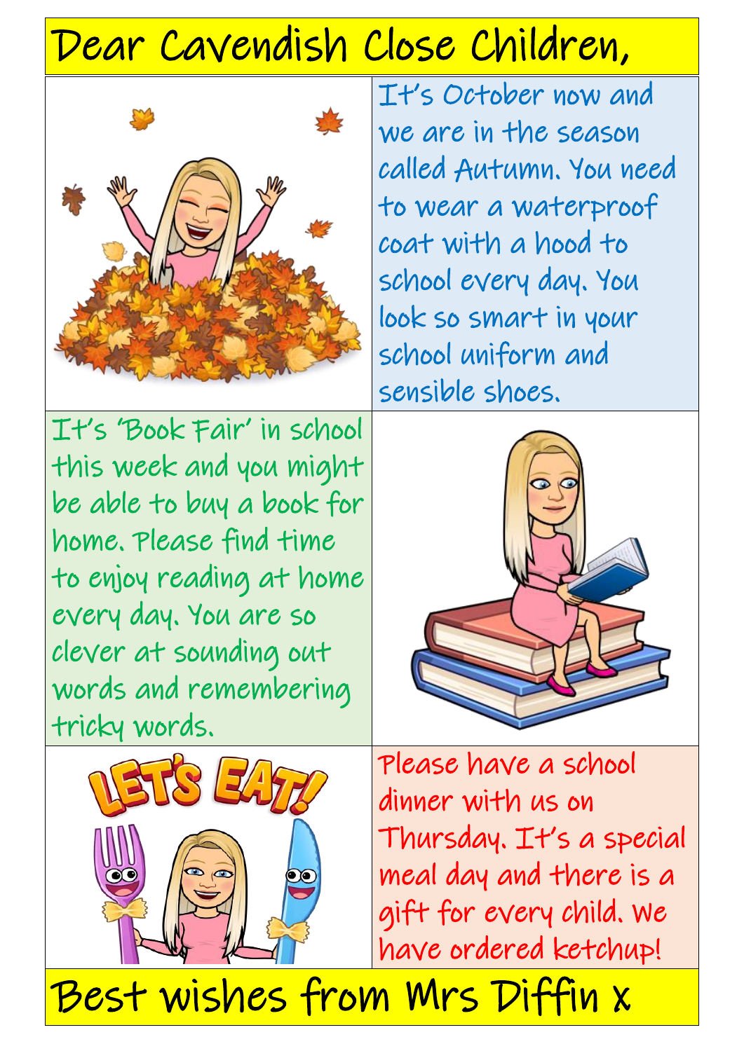# Dear Cavendish Close Children,

It's October now and we are in the season called Autumn. You need to wear a waterproof coat with a hood to school every day. You look so smart in your school uniform and sensible shoes.

It's 'Book Fair' in school this week and you might be able to buy a book for home. Please find time to enjoy reading at home every day. You are so clever at sounding out words and remembering tricky words.

LET'S EAT!

Please have a school dinner with us on Thursday. It's a special meal day and there is a gift for every child. We have ordered ketchup!

Best wishes from Mrs Diffin x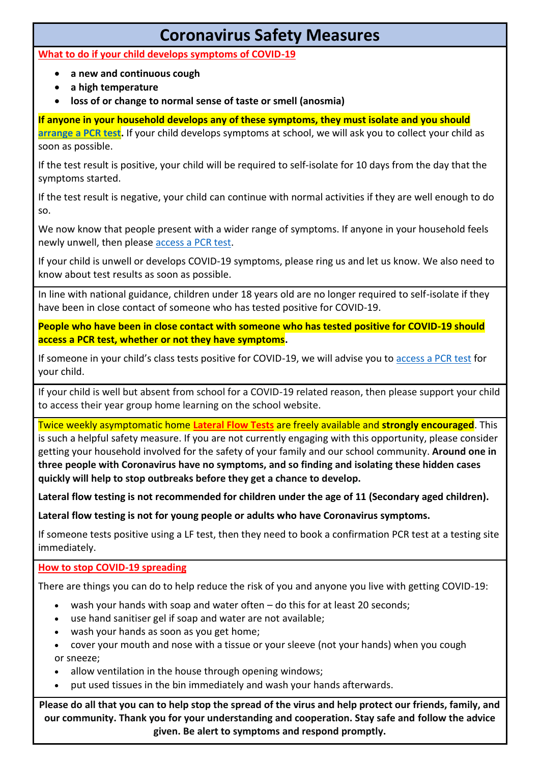# Coronavirus Safety Measures

**What to do if your child develops symptoms of COVID-19**

- **a new and continuous cough**
- **a high temperature**
- **loss of or change to normal sense of taste or smell (anosmia)**

**If anyone in your household develops any of these symptoms, they must isolate and you should arrange a PCR test.** If your child develops symptoms at school, we will ask you to collect your child as soon as possible.

If the test result is positive, your child will be required to self-isolate for 10 days from the day that the symptoms started.

If the test result is negative, your child can continue with normal activities if they are well enough to do so.

We now know that people present with a wider range of symptoms. If anyone in your household feels newly unwell, then please access a PCR test.

If your child is unwell or develops COVID-19 symptoms, please ring us and let us know. We also need to know about test results as soon as possible.

In line with national guidance, children under 18 years old are no longer required to self-isolate if they have been in close contact of someone who has tested positive for COVID-19.

**People who have been in close contact with someone who has tested positive for COVID-19 should access a PCR test, whether or not they have symptoms.**

If someone in your child's class tests positive for COVID-19, we will advise you to access a PCR test for your child.

If your child is well but absent from school for a COVID-19 related reason, then please support your child to access their year group home learning on the school website.

Twice weekly asymptomatic home **Lateral Flow Tests** are freely available and **strongly encouraged**. This is such a helpful safety measure. If you are not currently engaging with this opportunity, please consider getting your household involved for the safety of your family and our school community. **Around one in three people with Coronavirus have no symptoms, and so finding and isolating these hidden cases quickly will help to stop outbreaks before they get a chance to develop.**

**Lateral flow testing is not recommended for children under the age of 11 (Secondary aged children).**

**Lateral flow testing is not for young people or adults who have Coronavirus symptoms.**

If someone tests positive using a LF test, then they need to book a confirmation PCR test at a testing site immediately.

**How to stop COVID-19 spreading**

There are things you can do to help reduce the risk of you and anyone you live with getting COVID-19:

- wash your hands with soap and water often – do this for at least 20 seconds;
- use hand sanitiser gel if soap and water are not available;
- wash your hands as soon as you get home;
- cover your mouth and nose with a tissue or your sleeve (not your hands) when you cough or sneeze;
- allow ventilation in the house through opening windows;
- put used tissues in the bin immediately and wash your hands afterwards.

**Please do all that you can to help stop the spread of the virus and help protect our friends, family, and our community. Thank you for your understanding and cooperation. Stay safe and follow the advice given. Be alert to symptoms and respond promptly.**